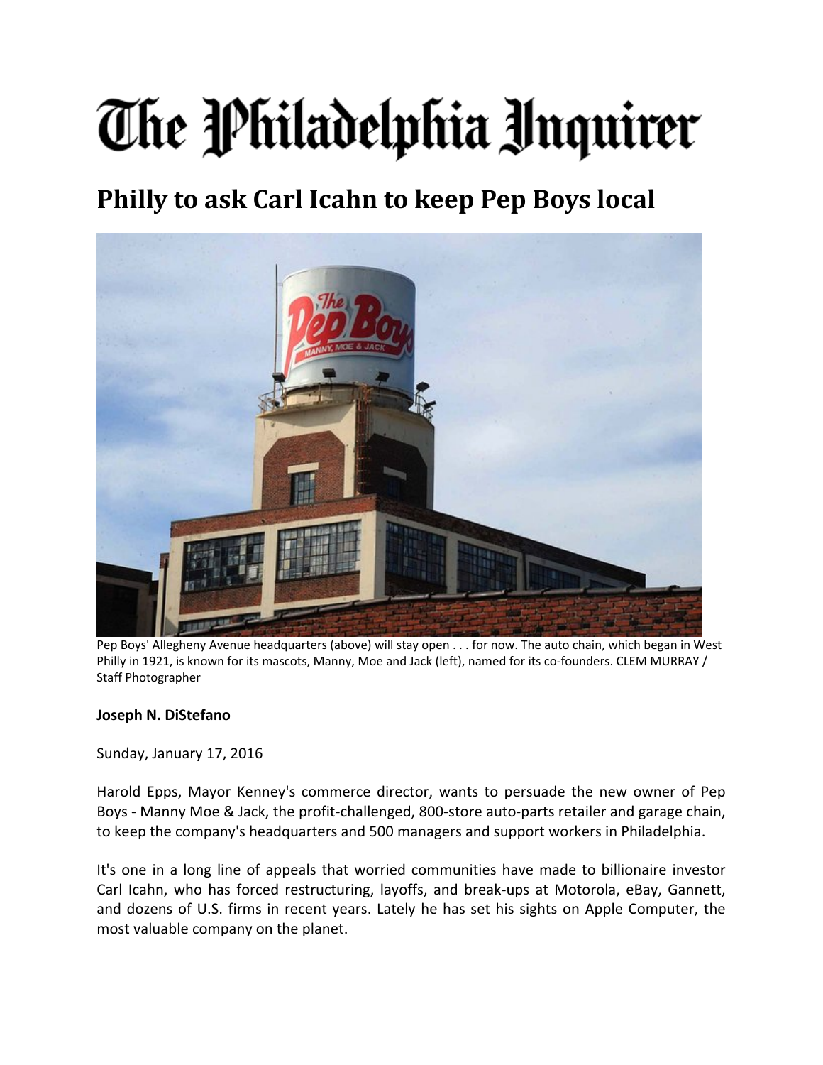# The Philadelphia Inquirer

## Philly to ask Carl Icahn to keep Pep Boys local

Pep Boys' Allegheny Avenue headquarters (above) will stay open . . . for now. The auto chain, which began in West Philly in 1921, is known for its mascots, Manny, Moe and Jack (left), named for its co-founders. CLEM MURRAY / Staff Photographer

**Joseph N. DiStefano**

Sunday, January 17, 2016

Harold Epps, Mayor Kenney's commerce director, wants to persuade the new owner of Pep Boys - Manny Moe & Jack, the profit-challenged, 800-store auto-parts retailer and garage chain, to keep the company's headquarters and 500 managers and support workers in Philadelphia.

It's one in a long line of appeals that worried communities have made to billionaire investor Carl Icahn, who has forced restructuring, layoffs, and break-ups at Motorola, eBay, Gannett, and dozens of U.S. firms in recent years. Lately he has set his sights on Apple Computer, the most valuable company on the planet.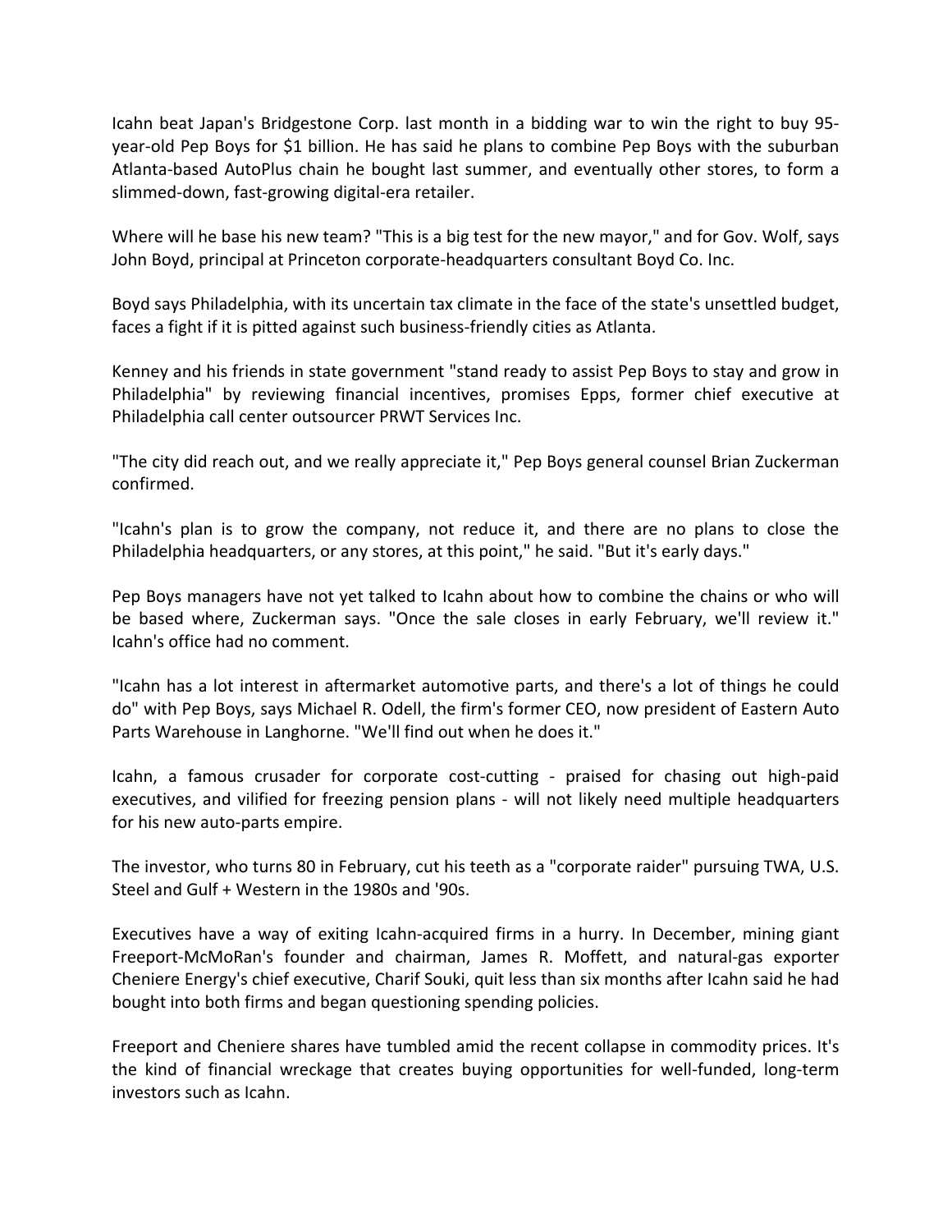Icahn beat Japan's Bridgestone Corp. last month in a bidding war to win the right to buy 95-year-old Pep Boys for $1 billion. He has said he plans to combine Pep Boys with the suburban Atlanta-based AutoPlus chain he bought last summer, and eventually other stores, to form a slimmed-down, fast-growing digital-era retailer.

Where will he base his new team? "This is a big test for the new mayor," and for Gov. Wolf, says John Boyd, principal at Princeton corporate-headquarters consultant Boyd Co. Inc.

Boyd says Philadelphia, with its uncertain tax climate in the face of the state's unsettled budget, faces a fight if it is pitted against such business-friendly cities as Atlanta.

Kenney and his friends in state government "stand ready to assist Pep Boys to stay and grow in Philadelphia" by reviewing financial incentives, promises Epps, former chief executive at Philadelphia call center outsourcer PRWT Services Inc.

"The city did reach out, and we really appreciate it," Pep Boys general counsel Brian Zuckerman confirmed.

"Icahn's plan is to grow the company, not reduce it, and there are no plans to close the Philadelphia headquarters, or any stores, at this point," he said. "But it's early days."

Pep Boys managers have not yet talked to Icahn about how to combine the chains or who will be based where, Zuckerman says. "Once the sale closes in early February, we'll review it." Icahn's office had no comment.

"Icahn has a lot interest in aftermarket automotive parts, and there's a lot of things he could do" with Pep Boys, says Michael R. Odell, the firm's former CEO, now president of Eastern Auto Parts Warehouse in Langhorne. "We'll find out when he does it."

Icahn, a famous crusader for corporate cost-cutting - praised for chasing out high-paid executives, and vilified for freezing pension plans - will not likely need multiple headquarters for his new auto-parts empire.

The investor, who turns 80 in February, cut his teeth as a "corporate raider" pursuing TWA, U.S. Steel and Gulf + Western in the 1980s and '90s.

Executives have a way of exiting Icahn-acquired firms in a hurry. In December, mining giant Freeport-McMoRan's founder and chairman, James R. Moffett, and natural-gas exporter Cheniere Energy's chief executive, Charif Souki, quit less than six months after Icahn said he had bought into both firms and began questioning spending policies.

Freeport and Cheniere shares have tumbled amid the recent collapse in commodity prices. It's the kind of financial wreckage that creates buying opportunities for well-funded, long-term investors such as Icahn.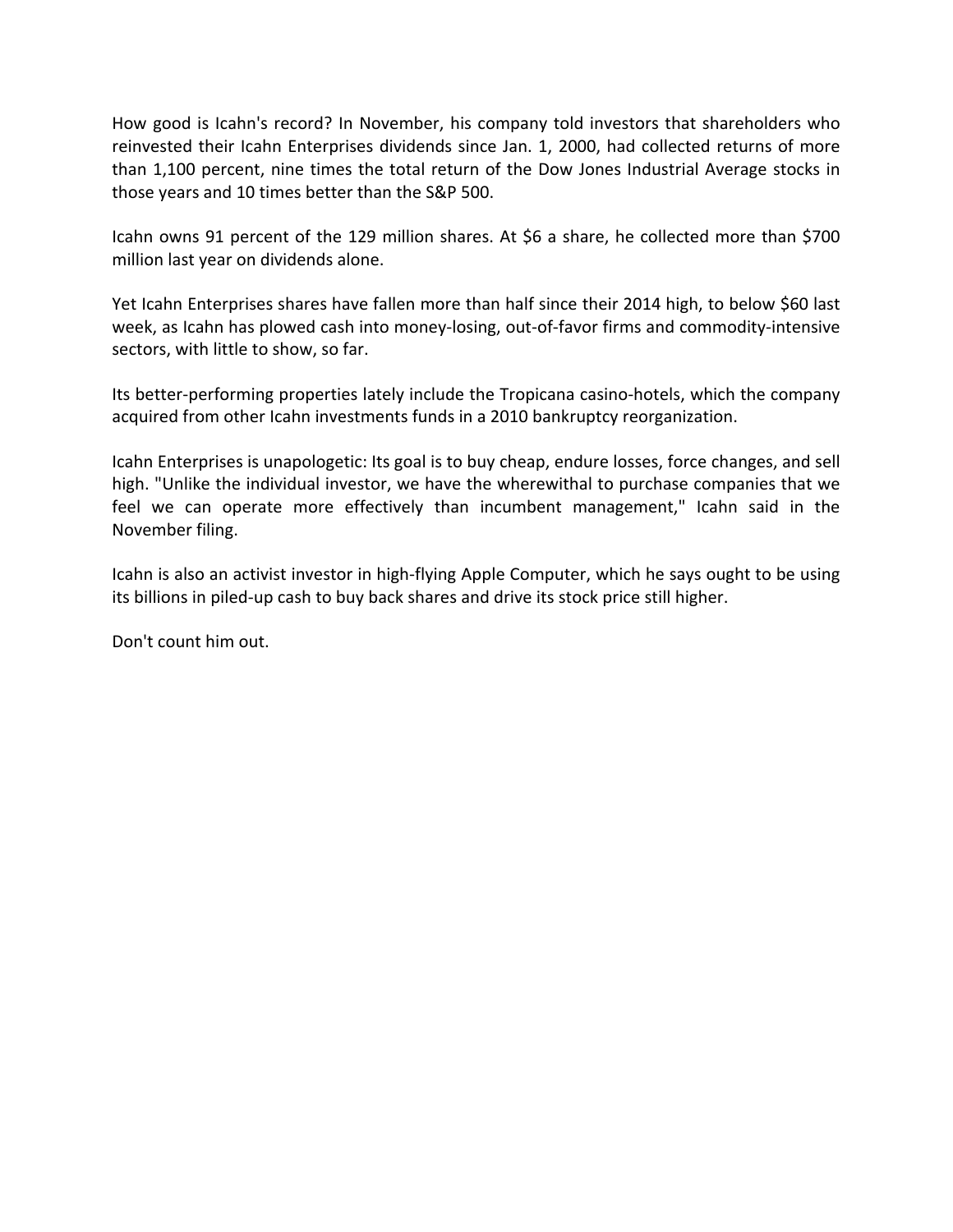How good is Icahn's record? In November, his company told investors that shareholders who reinvested their Icahn Enterprises dividends since Jan. 1, 2000, had collected returns of more than 1,100 percent, nine times the total return of the Dow Jones Industrial Average stocks in those years and 10 times better than the S&P 500.

Icahn owns 91 percent of the 129 million shares. At $6 a share, he collected more than $700 million last year on dividends alone.

Yet Icahn Enterprises shares have fallen more than half since their 2014 high, to below $60 last week, as Icahn has plowed cash into money-losing, out-of-favor firms and commodity-intensive sectors, with little to show, so far.

Its better-performing properties lately include the Tropicana casino-hotels, which the company acquired from other Icahn investments funds in a 2010 bankruptcy reorganization.

Icahn Enterprises is unapologetic: Its goal is to buy cheap, endure losses, force changes, and sell high. "Unlike the individual investor, we have the wherewithal to purchase companies that we feel we can operate more effectively than incumbent management," Icahn said in the November filing.

Icahn is also an activist investor in high-flying Apple Computer, which he says ought to be using its billions in piled-up cash to buy back shares and drive its stock price still higher.

Don't count him out.